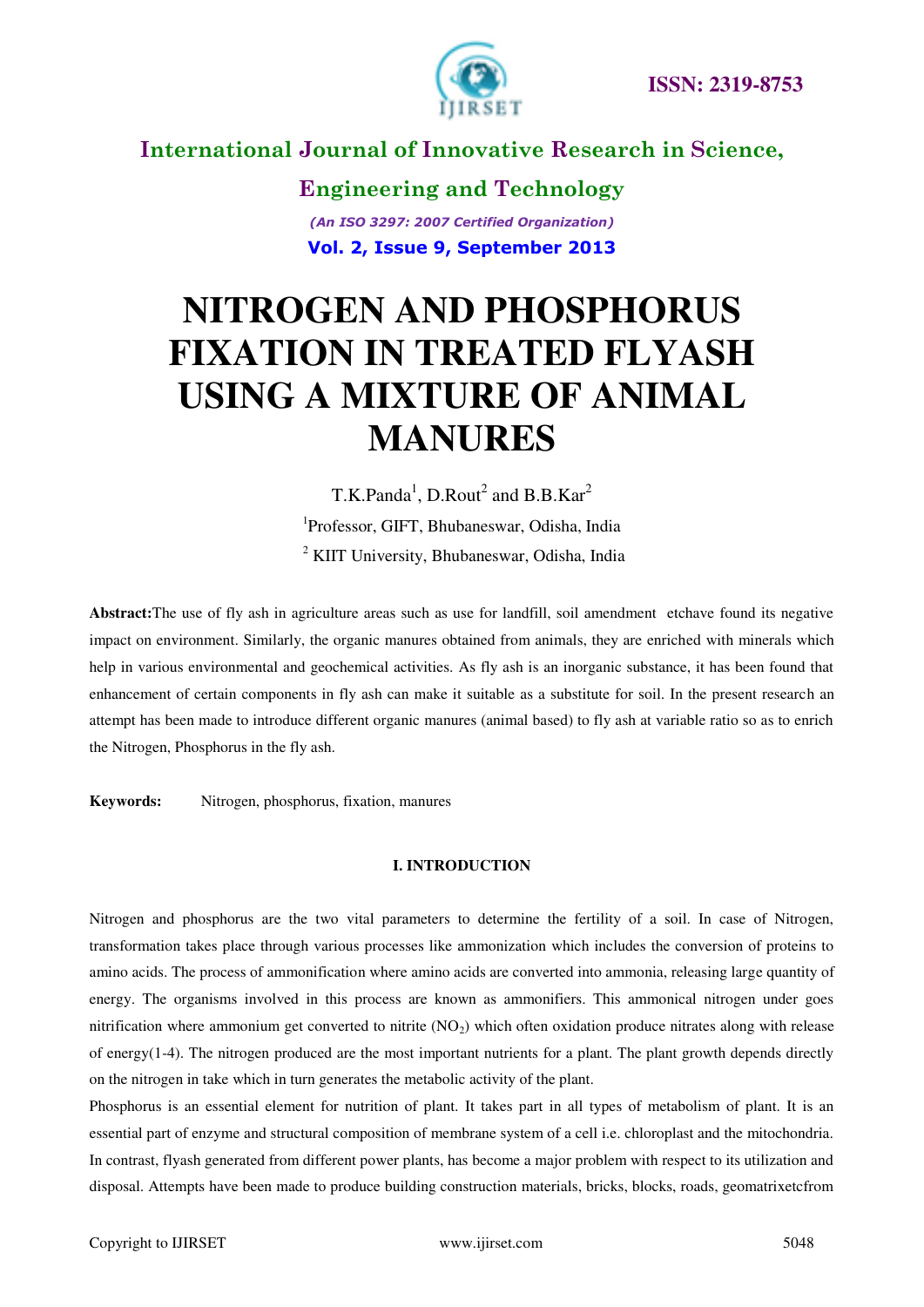# NITROGEN AND PHOSPHORUS FIXATION IN TREATED FLYASH USING A MIXTURE OF ANIMAL MANURES

T.K.Panda[1], D.Rout[2] and B.B.Kar[2]

[1]Professor, GIFT, Bhubaneswar, Odisha, India

[2] KIIT University, Bhubaneswar, Odisha, India

**Abstract:**The use of fly ash in agriculture areas such as use for landfill, soil amendment etchave found its negative impact on environment. Similarly, the organic manures obtained from animals, they are enriched with minerals which help in various environmental and geochemical activities. As fly ash is an inorganic substance, it has been found that enhancement of certain components in fly ash can make it suitable as a substitute for soil. In the present research an attempt has been made to introduce different organic manures (animal based) to fly ash at variable ratio so as to enrich the Nitrogen, Phosphorus in the fly ash.

**Keywords:** Nitrogen, phosphorus, fixation, manures

## I. INTRODUCTION

Nitrogen and phosphorus are the two vital parameters to determine the fertility of a soil. In case of Nitrogen, transformation takes place through various processes like ammonization which includes the conversion of proteins to amino acids. The process of ammonification where amino acids are converted into ammonia, releasing large quantity of energy. The organisms involved in this process are known as ammonifiers. This ammonical nitrogen under goes nitrification where ammonium get converted to nitrite ($NO_2$) which often oxidation produce nitrates along with release of energy(1-4). The nitrogen produced are the most important nutrients for a plant. The plant growth depends directly on the nitrogen in take which in turn generates the metabolic activity of the plant.

Phosphorus is an essential element for nutrition of plant. It takes part in all types of metabolism of plant. It is an essential part of enzyme and structural composition of membrane system of a cell i.e. chloroplast and the mitochondria. In contrast, flyash generated from different power plants, has become a major problem with respect to its utilization and disposal. Attempts have been made to produce building construction materials, bricks, blocks, roads, geomatrixetcfrom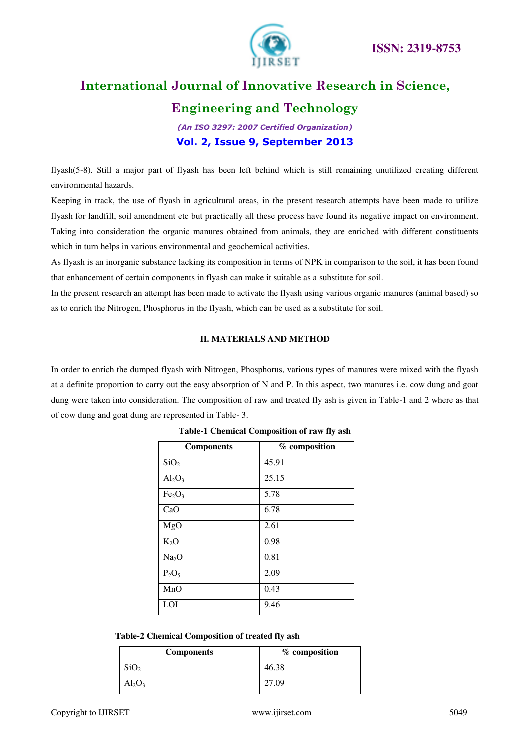flyash(5-8). Still a major part of flyash has been left behind which is still remaining unutilized creating different environmental hazards.

Keeping in track, the use of flyash in agricultural areas, in the present research attempts have been made to utilize flyash for landfill, soil amendment etc but practically all these process have found its negative impact on environment. Taking into consideration the organic manures obtained from animals, they are enriched with different constituents which in turn helps in various environmental and geochemical activities.

As flyash is an inorganic substance lacking its composition in terms of NPK in comparison to the soil, it has been found that enhancement of certain components in flyash can make it suitable as a substitute for soil.

In the present research an attempt has been made to activate the flyash using various organic manures (animal based) so as to enrich the Nitrogen, Phosphorus in the flyash, which can be used as a substitute for soil.

## II. MATERIALS AND METHOD

In order to enrich the dumped flyash with Nitrogen, Phosphorus, various types of manures were mixed with the flyash at a definite proportion to carry out the easy absorption of N and P. In this aspect, two manures i.e. cow dung and goat dung were taken into consideration. The composition of raw and treated fly ash is given in Table-1 and 2 where as that of cow dung and goat dung are represented in Table- 3.

**Table-1 Chemical Composition of raw fly ash**

| Components | % composition |
|---|---|
| $SiO_2$ | 45.91 |
| $Al_2O_3$ | 25.15 |
| $Fe_2O_3$ | 5.78 |
| CaO | 6.78 |
| MgO | 2.61 |
| $K_2O$ | 0.98 |
| $Na_2O$ | 0.81 |
| $P_2O_5$ | 2.09 |
| MnO | 0.43 |
| LOI | 9.46 |

**Table-2 Chemical Composition of treated fly ash**

| Components | % composition |
|---|---|
| $SiO_2$ | 46.38 |
| $Al_2O_3$ | 27.09 |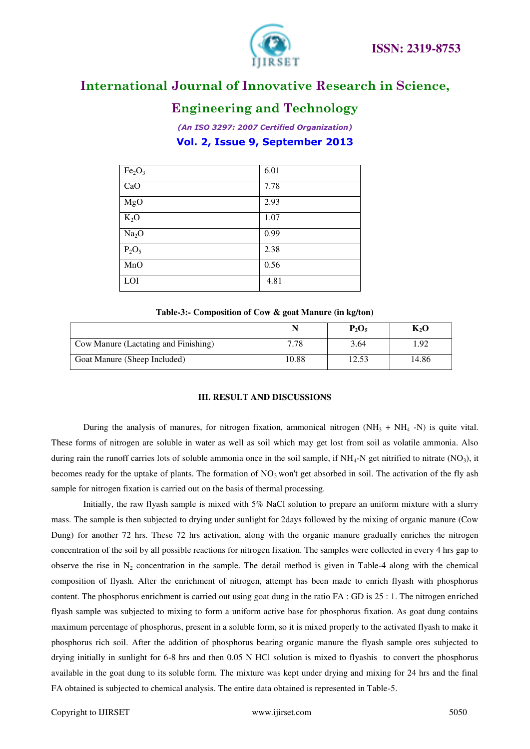| | |
|---|---|
| $Fe_2O_3$ | 6.01 |
| CaO | 7.78 |
| MgO | 2.93 |
| $K_2O$ | 1.07 |
| $Na_2O$ | 0.99 |
| $P_2O_5$ | 2.38 |
| MnO | 0.56 |
| LOI | 4.81 |

**Table-3:- Composition of Cow & goat Manure (in kg/ton)**

| | N | $P_2O_5$ | $K_2O$ |
|---|---|---|---|
| Cow Manure (Lactating and Finishing) | 7.78 | 3.64 | 1.92 |
| Goat Manure (Sheep Included) | 10.88 | 12.53 | 14.86 |

## III. RESULT AND DISCUSSIONS

During the analysis of manures, for nitrogen fixation, ammonical nitrogen ($NH_3$ + $NH_4$ -N) is quite vital. These forms of nitrogen are soluble in water as well as soil which may get lost from soil as volatile ammonia. Also during rain the runoff carries lots of soluble ammonia once in the soil sample, if $NH_4$-N get nitrified to nitrate ($NO_3$), it becomes ready for the uptake of plants. The formation of $NO_3$ won't get absorbed in soil. The activation of the fly ash sample for nitrogen fixation is carried out on the basis of thermal processing.

Initially, the raw flyash sample is mixed with 5% NaCl solution to prepare an uniform mixture with a slurry mass. The sample is then subjected to drying under sunlight for 2days followed by the mixing of organic manure (Cow Dung) for another 72 hrs. These 72 hrs activation, along with the organic manure gradually enriches the nitrogen concentration of the soil by all possible reactions for nitrogen fixation. The samples were collected in every 4 hrs gap to observe the rise in $N_2$ concentration in the sample. The detail method is given in Table-4 along with the chemical composition of flyash. After the enrichment of nitrogen, attempt has been made to enrich flyash with phosphorus content. The phosphorus enrichment is carried out using goat dung in the ratio FA : GD is 25 : 1. The nitrogen enriched flyash sample was subjected to mixing to form a uniform active base for phosphorus fixation. As goat dung contains maximum percentage of phosphorus, present in a soluble form, so it is mixed properly to the activated flyash to make it phosphorus rich soil. After the addition of phosphorus bearing organic manure the flyash sample ores subjected to drying initially in sunlight for 6-8 hrs and then 0.05 N HCl solution is mixed to flyashis to convert the phosphorus available in the goat dung to its soluble form. The mixture was kept under drying and mixing for 24 hrs and the final FA obtained is subjected to chemical analysis. The entire data obtained is represented in Table-5.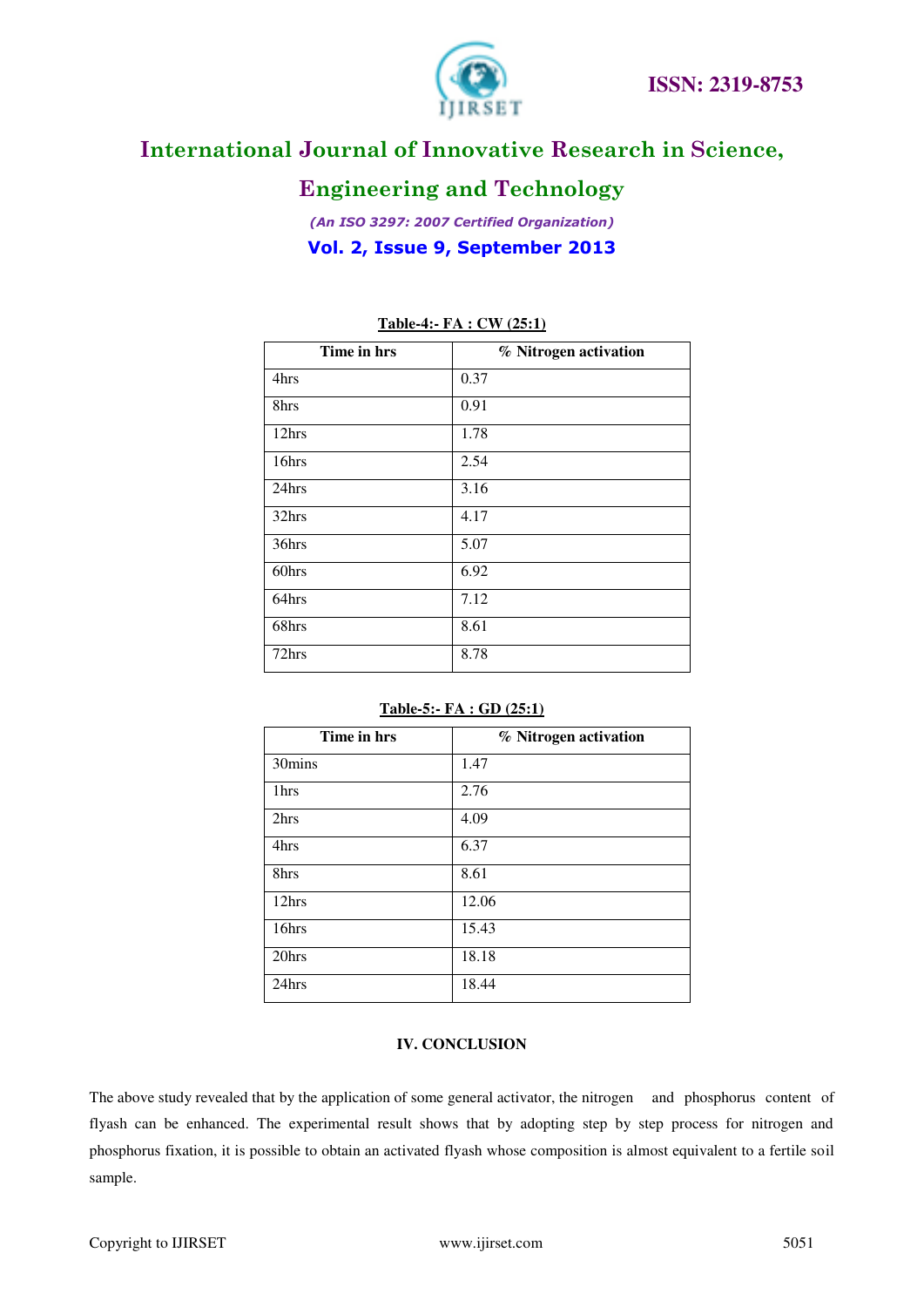**Table-4:- FA : CW (25:1)**

| Time in hrs | % Nitrogen activation |
|---|---|
| 4hrs | 0.37 |
| 8hrs | 0.91 |
| 12hrs | 1.78 |
| 16hrs | 2.54 |
| 24hrs | 3.16 |
| 32hrs | 4.17 |
| 36hrs | 5.07 |
| 60hrs | 6.92 |
| 64hrs | 7.12 |
| 68hrs | 8.61 |
| 72hrs | 8.78 |

**Table-5:- FA : GD (25:1)**

| Time in hrs | % Nitrogen activation |
|---|---|
| 30mins | 1.47 |
| 1hrs | 2.76 |
| 2hrs | 4.09 |
| 4hrs | 6.37 |
| 8hrs | 8.61 |
| 12hrs | 12.06 |
| 16hrs | 15.43 |
| 20hrs | 18.18 |
| 24hrs | 18.44 |

## IV. CONCLUSION

The above study revealed that by the application of some general activator, the nitrogen and phosphorus content of flyash can be enhanced. The experimental result shows that by adopting step by step process for nitrogen and phosphorus fixation, it is possible to obtain an activated flyash whose composition is almost equivalent to a fertile soil sample.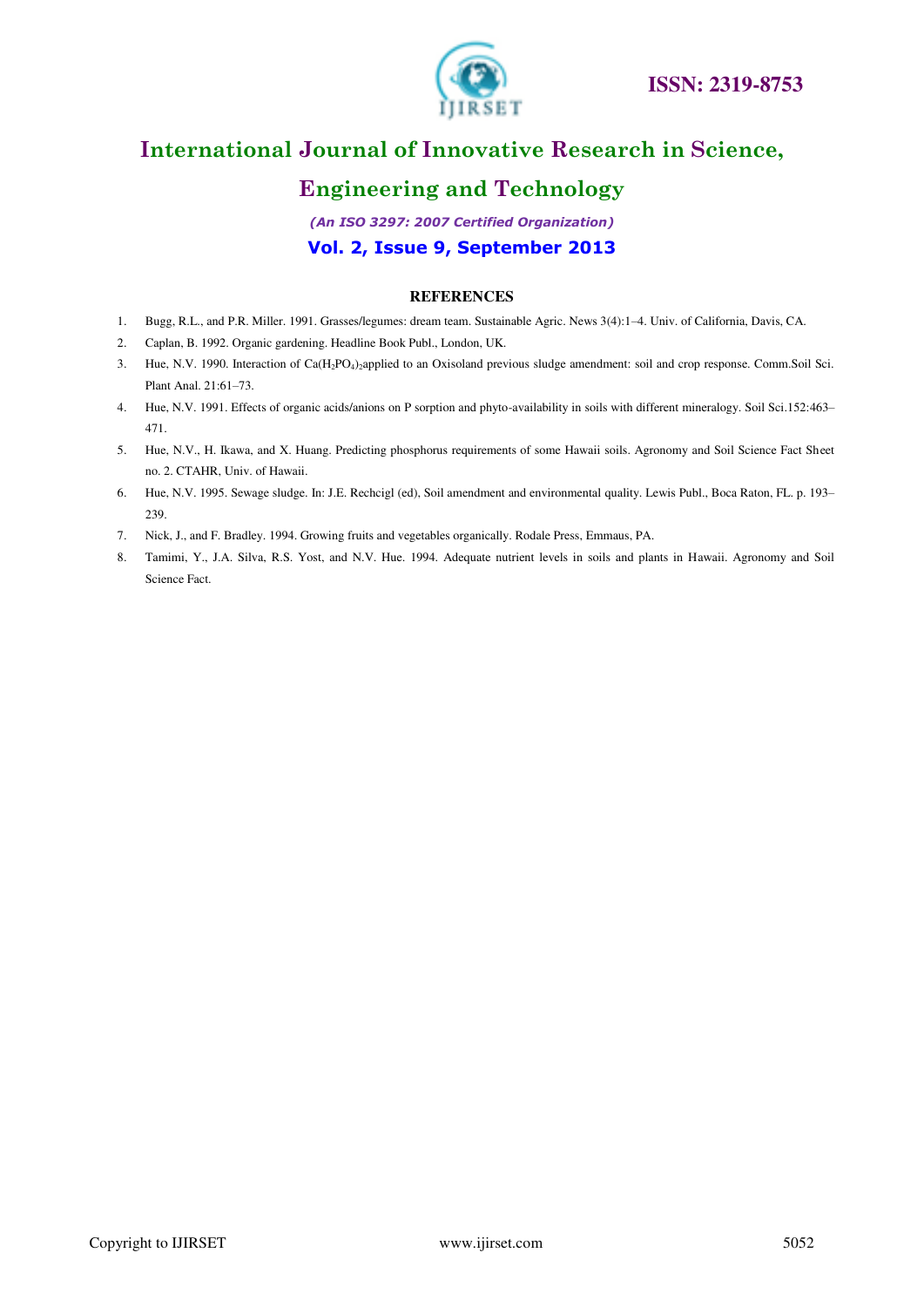## REFERENCES

1. Bugg, R.L., and P.R. Miller. 1991. Grasses/legumes: dream team. Sustainable Agric. News 3(4):1–4. Univ. of California, Davis, CA.
2. Caplan, B. 1992. Organic gardening. Headline Book Publ., London, UK.
3. Hue, N.V. 1990. Interaction of $Ca(H_2PO_4)_2$applied to an Oxisoland previous sludge amendment: soil and crop response. Comm.Soil Sci. Plant Anal. 21:61–73.
4. Hue, N.V. 1991. Effects of organic acids/anions on P sorption and phyto-availability in soils with different mineralogy. Soil Sci.152:463–471.
5. Hue, N.V., H. Ikawa, and X. Huang. Predicting phosphorus requirements of some Hawaii soils. Agronomy and Soil Science Fact Sheet no. 2. CTAHR, Univ. of Hawaii.
6. Hue, N.V. 1995. Sewage sludge. In: J.E. Rechcigl (ed), Soil amendment and environmental quality. Lewis Publ., Boca Raton, FL. p. 193–239.
7. Nick, J., and F. Bradley. 1994. Growing fruits and vegetables organically. Rodale Press, Emmaus, PA.
8. Tamimi, Y., J.A. Silva, R.S. Yost, and N.V. Hue. 1994. Adequate nutrient levels in soils and plants in Hawaii. Agronomy and Soil Science Fact.